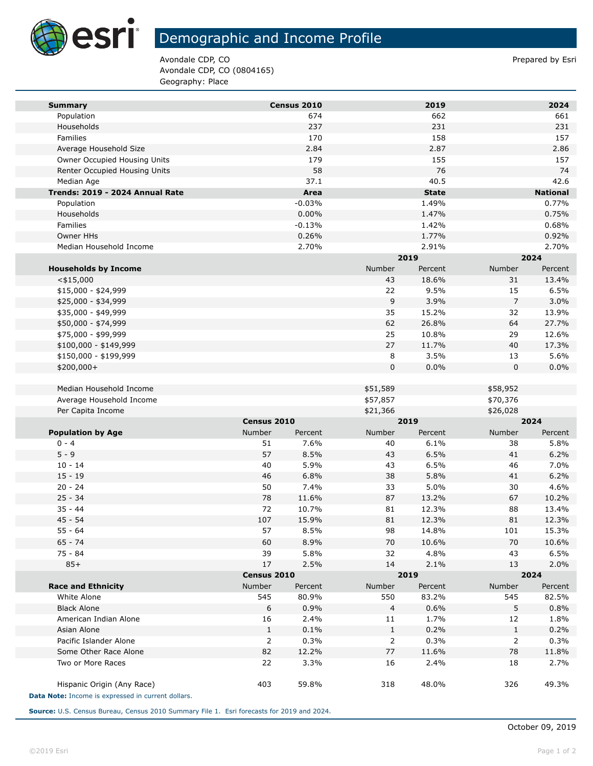# Demographic and Income Profile

Avondale CDP, CO
Avondale CDP, CO (0804165)
Geography: Place

Prepared by Esri

| Summary | Census 2010 | 2019 | 2024 |
|---|---|---|---|
| Population | 674 | 662 | 661 |
| Households | 237 | 231 | 231 |
| Families | 170 | 158 | 157 |
| Average Household Size | 2.84 | 2.87 | 2.86 |
| Owner Occupied Housing Units | 179 | 155 | 157 |
| Renter Occupied Housing Units | 58 | 76 | 74 |
| Median Age | 37.1 | 40.5 | 42.6 |

| Trends: 2019 - 2024 Annual Rate | Area | State | National |
|---|---|---|---|
| Population | -0.03% | 1.49% | 0.77% |
| Households | 0.00% | 1.47% | 0.75% |
| Families | -0.13% | 1.42% | 0.68% |
| Owner HHs | 0.26% | 1.77% | 0.92% |
| Median Household Income | 2.70% | 2.91% | 2.70% |

| | 2019 | | 2024 | |
|---|---|---|---|---|
| Households by Income | Number | Percent | Number | Percent |
| <$15,000 | 43 | 18.6% | 31 | 13.4% |
| $15,000 - $24,999 | 22 | 9.5% | 15 | 6.5% |
| $25,000 - $34,999 | 9 | 3.9% | 7 | 3.0% |
| $35,000 - $49,999 | 35 | 15.2% | 32 | 13.9% |
| $50,000 - $74,999 | 62 | 26.8% | 64 | 27.7% |
| $75,000 - $99,999 | 25 | 10.8% | 29 | 12.6% |
| $100,000 - $149,999 | 27 | 11.7% | 40 | 17.3% |
| $150,000 - $199,999 | 8 | 3.5% | 13 | 5.6% |
| $200,000+ | 0 | 0.0% | 0 | 0.0% |
| | | | | |
| Median Household Income | $51,589 | | $58,952 | |
| Average Household Income | $57,857 | | $70,376 | |
| Per Capita Income | $21,366 | | $26,028 | |

| | Census 2010 | | 2019 | | 2024 | |
|---|---|---|---|---|---|---|
| Population by Age | Number | Percent | Number | Percent | Number | Percent |
| 0 - 4 | 51 | 7.6% | 40 | 6.1% | 38 | 5.8% |
| 5 - 9 | 57 | 8.5% | 43 | 6.5% | 41 | 6.2% |
| 10 - 14 | 40 | 5.9% | 43 | 6.5% | 46 | 7.0% |
| 15 - 19 | 46 | 6.8% | 38 | 5.8% | 41 | 6.2% |
| 20 - 24 | 50 | 7.4% | 33 | 5.0% | 30 | 4.6% |
| 25 - 34 | 78 | 11.6% | 87 | 13.2% | 67 | 10.2% |
| 35 - 44 | 72 | 10.7% | 81 | 12.3% | 88 | 13.4% |
| 45 - 54 | 107 | 15.9% | 81 | 12.3% | 81 | 12.3% |
| 55 - 64 | 57 | 8.5% | 98 | 14.8% | 101 | 15.3% |
| 65 - 74 | 60 | 8.9% | 70 | 10.6% | 70 | 10.6% |
| 75 - 84 | 39 | 5.8% | 32 | 4.8% | 43 | 6.5% |
| 85+ | 17 | 2.5% | 14 | 2.1% | 13 | 2.0% |

| | Census 2010 | | 2019 | | 2024 | |
|---|---|---|---|---|---|---|
| Race and Ethnicity | Number | Percent | Number | Percent | Number | Percent |
| White Alone | 545 | 80.9% | 550 | 83.2% | 545 | 82.5% |
| Black Alone | 6 | 0.9% | 4 | 0.6% | 5 | 0.8% |
| American Indian Alone | 16 | 2.4% | 11 | 1.7% | 12 | 1.8% |
| Asian Alone | 1 | 0.1% | 1 | 0.2% | 1 | 0.2% |
| Pacific Islander Alone | 2 | 0.3% | 2 | 0.3% | 2 | 0.3% |
| Some Other Race Alone | 82 | 12.2% | 77 | 11.6% | 78 | 11.8% |
| Two or More Races | 22 | 3.3% | 16 | 2.4% | 18 | 2.7% |
| | | | | | | |
| Hispanic Origin (Any Race) | 403 | 59.8% | 318 | 48.0% | 326 | 49.3% |

**Data Note:** Income is expressed in current dollars.

**Source:** U.S. Census Bureau, Census 2010 Summary File 1. Esri forecasts for 2019 and 2024.

October 09, 2019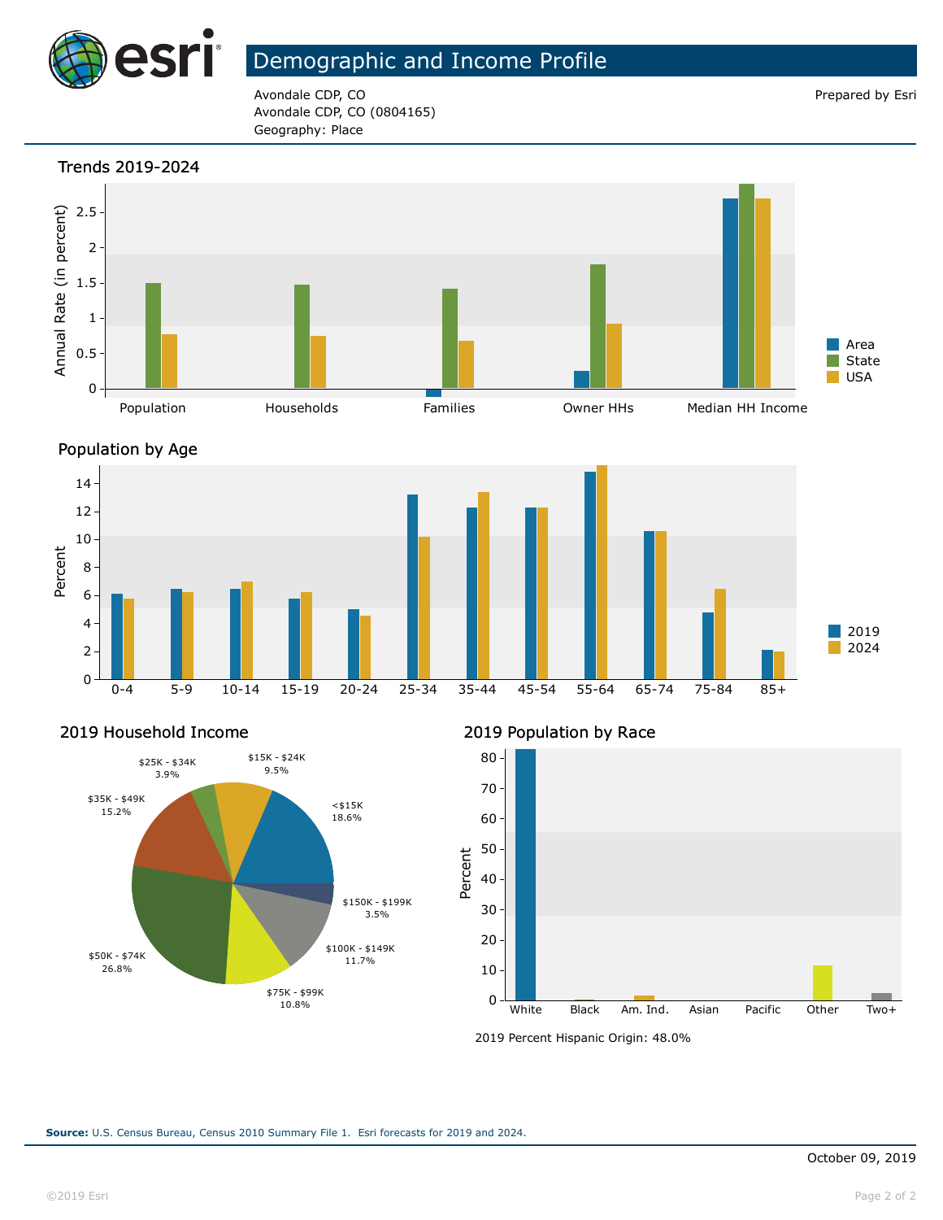# Demographic and Income Profile

Avondale CDP, CO
Avondale CDP, CO (0804165)
Geography: Place

Prepared by Esri

## Trends 2019-2024

Annual Rate (in percent)

2.5
2
1.5
1
0.5
0

Population
Households
Families
Owner HHs
Median HH Income

Area
State
USA

## Population by Age

Percent

14
12
10
8
6
4
2
0

0-4
5-9
10-14
15-19
20-24
25-34
35-44
45-54
55-64
65-74
75-84
85+

2019
2024

## 2019 Household Income

<$15K
18.6%

$15K - $24K
9.5%

$25K - $34K
3.9%

$35K - $49K
15.2%

$50K - $74K
26.8%

$75K - $99K
10.8%

$100K - $149K
11.7%

$150K - $199K
3.5%

## 2019 Population by Race

Percent

80
70
60
50
40
30
20
10
0

White
Black
Am. Ind.
Asian
Pacific
Other
Two+

2019 Percent Hispanic Origin: 48.0%

**Source:** U.S. Census Bureau, Census 2010 Summary File 1. Esri forecasts for 2019 and 2024.

October 09, 2019

©2019 Esri